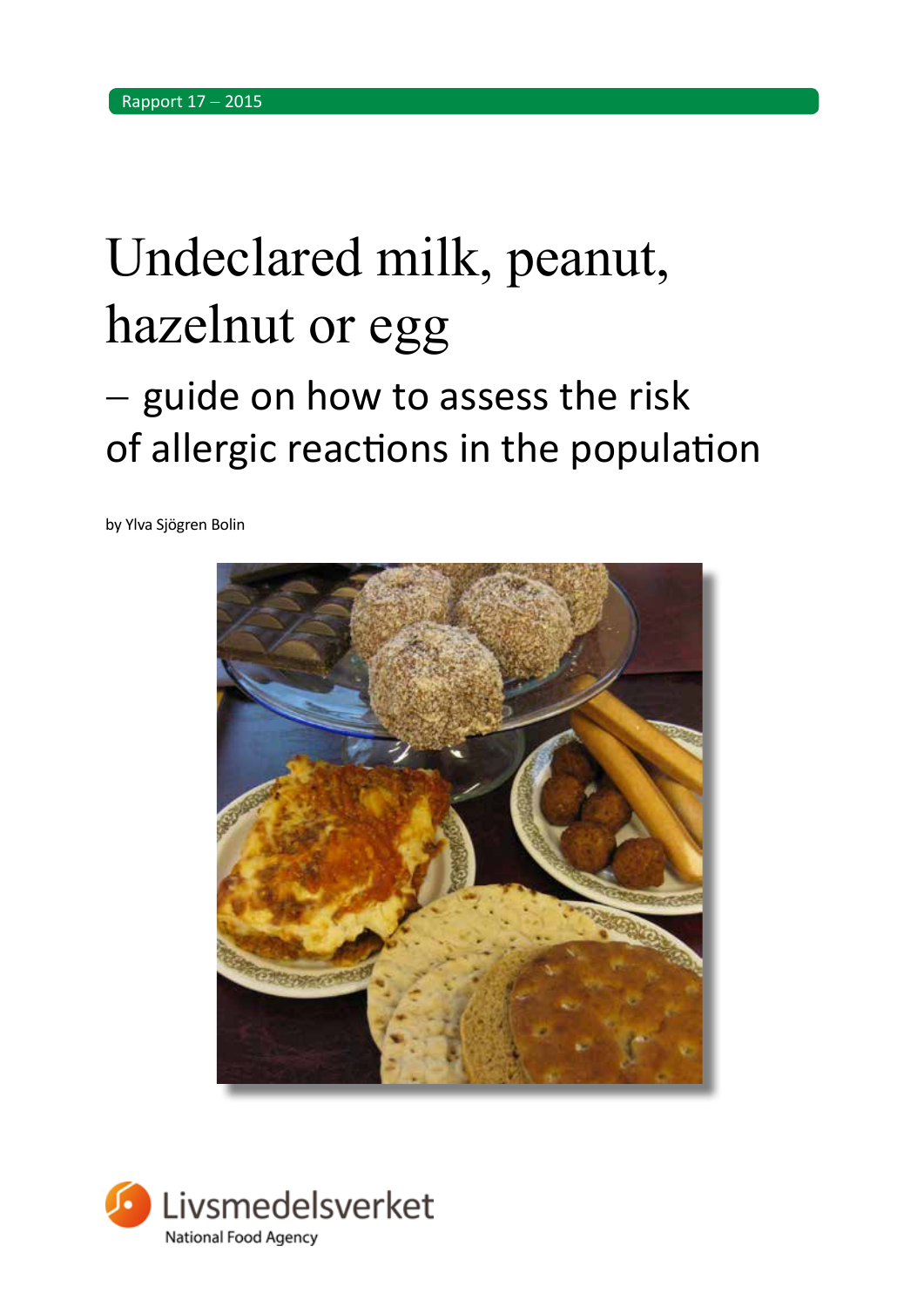Rapport 17 – 2015

# Undeclared milk, peanut, hazelnut or egg

## – guide on how to assess the risk of allergic reactions in the population

by Ylva Sjögren Bolin

Livsmedelsverket
National Food Agency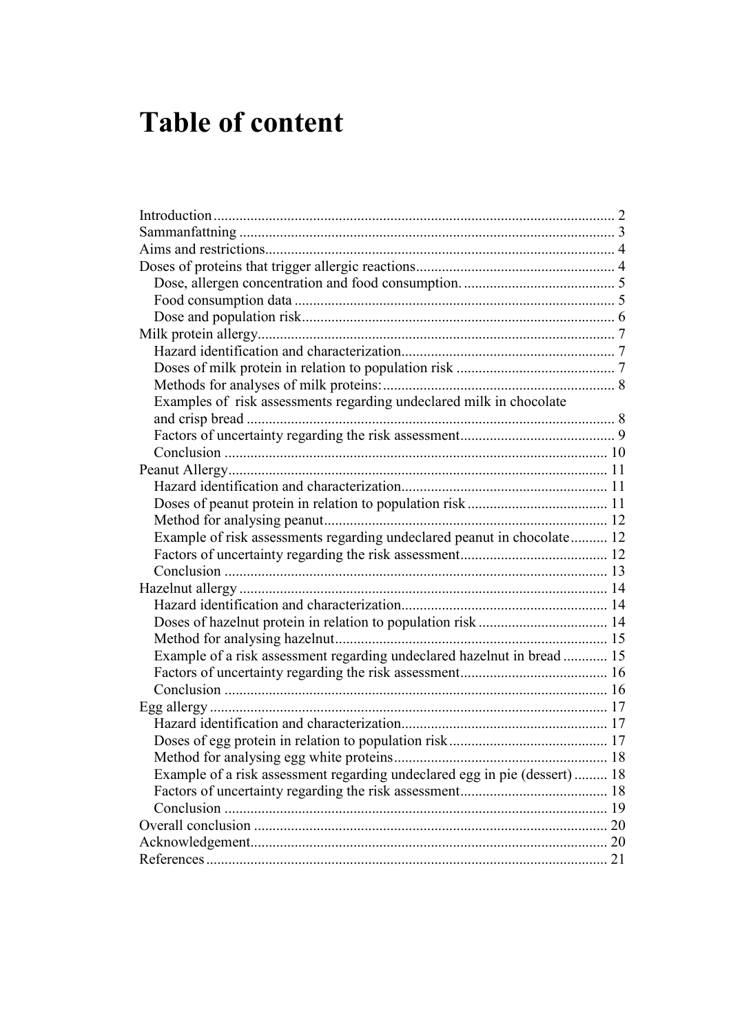# Table of content

Introduction ........................................................................................................ 2
Sammanfattning ................................................................................................. 3
Aims and restrictions.......................................................................................... 4
Doses of proteins that trigger allergic reactions..................................................... 4
  Dose, allergen concentration and food consumption. ......................................... 5
  Food consumption data ..................................................................................... 5
  Dose and population risk.................................................................................... 6
Milk protein allergy.............................................................................................. 7
  Hazard identification and characterization.......................................................... 7
  Doses of milk protein in relation to population risk ........................................... 7
  Methods for analyses of milk proteins: .............................................................. 8
  Examples of risk assessments regarding undeclared milk in chocolate and crisp bread ................................................................................................................. 8
  Factors of uncertainty regarding the risk assessment.......................................... 9
  Conclusion ...................................................................................................... 10
Peanut Allergy.................................................................................................... 11
  Hazard identification and characterization........................................................ 11
  Doses of peanut protein in relation to population risk ...................................... 11
  Method for analysing peanut............................................................................ 12
  Example of risk assessments regarding undeclared peanut in chocolate.......... 12
  Factors of uncertainty regarding the risk assessment........................................ 12
  Conclusion ...................................................................................................... 13
Hazelnut allergy ................................................................................................. 14
  Hazard identification and characterization........................................................ 14
  Doses of hazelnut protein in relation to population risk ................................... 14
  Method for analysing hazelnut......................................................................... 15
  Example of a risk assessment regarding undeclared hazelnut in bread ............ 15
  Factors of uncertainty regarding the risk assessment........................................ 16
  Conclusion ...................................................................................................... 16
Egg allergy ........................................................................................................ 17
  Hazard identification and characterization........................................................ 17
  Doses of egg protein in relation to population risk ........................................... 17
  Method for analysing egg white proteins.......................................................... 18
  Example of a risk assessment regarding undeclared egg in pie (dessert) ......... 18
  Factors of uncertainty regarding the risk assessment........................................ 18
  Conclusion ...................................................................................................... 19
Overall conclusion ............................................................................................. 20
Acknowledgement.............................................................................................. 20
References ......................................................................................................... 21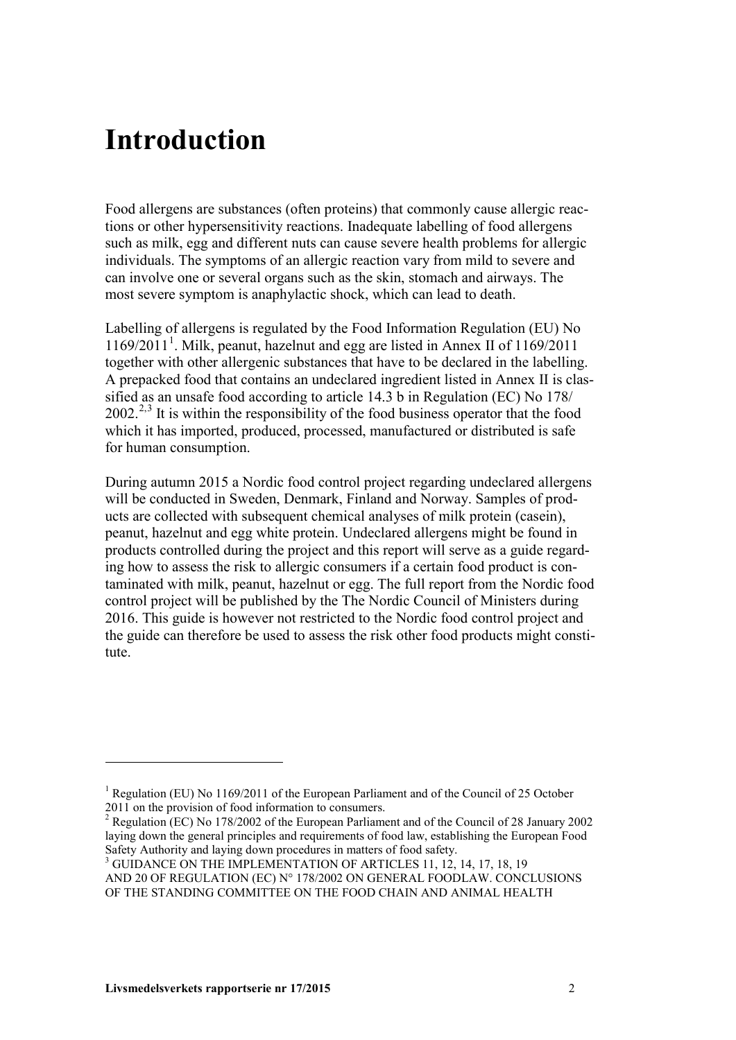# Introduction

Food allergens are substances (often proteins) that commonly cause allergic reactions or other hypersensitivity reactions. Inadequate labelling of food allergens such as milk, egg and different nuts can cause severe health problems for allergic individuals. The symptoms of an allergic reaction vary from mild to severe and can involve one or several organs such as the skin, stomach and airways. The most severe symptom is anaphylactic shock, which can lead to death.

Labelling of allergens is regulated by the Food Information Regulation (EU) No 1169/2011[1]. Milk, peanut, hazelnut and egg are listed in Annex II of 1169/2011 together with other allergenic substances that have to be declared in the labelling. A prepacked food that contains an undeclared ingredient listed in Annex II is classified as an unsafe food according to article 14.3 b in Regulation (EC) No 178/2002.[2,3] It is within the responsibility of the food business operator that the food which it has imported, produced, processed, manufactured or distributed is safe for human consumption.

During autumn 2015 a Nordic food control project regarding undeclared allergens will be conducted in Sweden, Denmark, Finland and Norway. Samples of products are collected with subsequent chemical analyses of milk protein (casein), peanut, hazelnut and egg white protein. Undeclared allergens might be found in products controlled during the project and this report will serve as a guide regarding how to assess the risk to allergic consumers if a certain food product is contaminated with milk, peanut, hazelnut or egg. The full report from the Nordic food control project will be published by the The Nordic Council of Ministers during 2016. This guide is however not restricted to the Nordic food control project and the guide can therefore be used to assess the risk other food products might constitute.

---

[1] Regulation (EU) No 1169/2011 of the European Parliament and of the Council of 25 October 2011 on the provision of food information to consumers.

[2] Regulation (EC) No 178/2002 of the European Parliament and of the Council of 28 January 2002 laying down the general principles and requirements of food law, establishing the European Food Safety Authority and laying down procedures in matters of food safety.

[3] GUIDANCE ON THE IMPLEMENTATION OF ARTICLES 11, 12, 14, 17, 18, 19 AND 20 OF REGULATION (EC) N° 178/2002 ON GENERAL FOODLAW. CONCLUSIONS OF THE STANDING COMMITTEE ON THE FOOD CHAIN AND ANIMAL HEALTH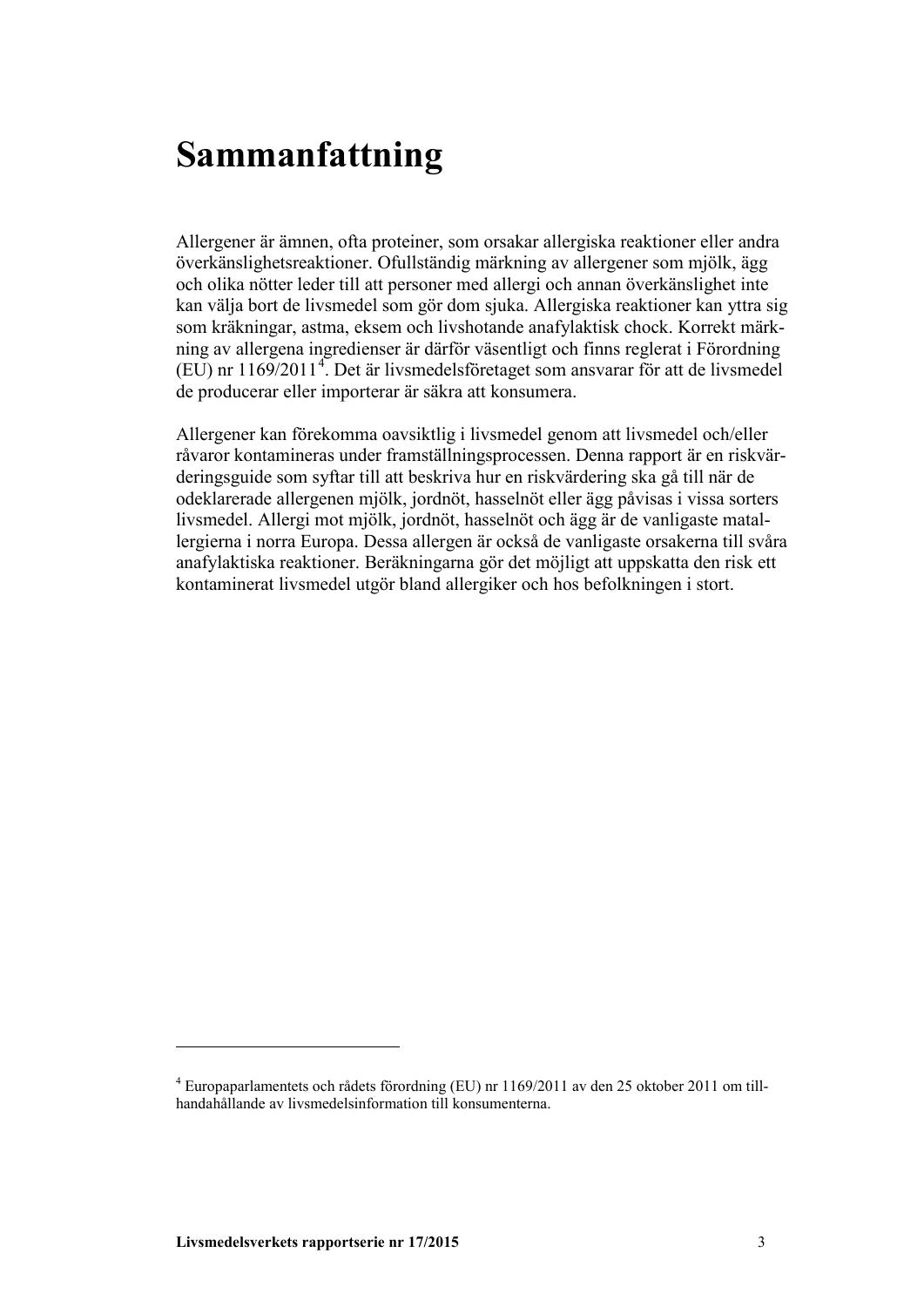# Sammanfattning

Allergener är ämnen, ofta proteiner, som orsakar allergiska reaktioner eller andra överkänslighetsreaktioner. Ofullständig märkning av allergener som mjölk, ägg och olika nötter leder till att personer med allergi och annan överkänslighet inte kan välja bort de livsmedel som gör dom sjuka. Allergiska reaktioner kan yttra sig som kräkningar, astma, eksem och livshotande anafylaktisk chock. Korrekt märkning av allergena ingredienser är därför väsentligt och finns reglerat i Förordning (EU) nr 1169/2011[4]. Det är livsmedelsföretaget som ansvarar för att de livsmedel de producerar eller importerar är säkra att konsumera.

Allergener kan förekomma oavsiktlig i livsmedel genom att livsmedel och/eller råvaror kontamineras under framställningsprocessen. Denna rapport är en riskvärderingsguide som syftar till att beskriva hur en riskvärdering ska gå till när de odeklarerade allergenen mjölk, jordnöt, hasselnöt eller ägg påvisas i vissa sorters livsmedel. Allergi mot mjölk, jordnöt, hasselnöt och ägg är de vanligaste matallergierna i norra Europa. Dessa allergen är också de vanligaste orsakerna till svåra anafylaktiska reaktioner. Beräkningarna gör det möjligt att uppskatta den risk ett kontaminerat livsmedel utgör bland allergiker och hos befolkningen i stort.

---

[4] Europaparlamentets och rådets förordning (EU) nr 1169/2011 av den 25 oktober 2011 om tillhandahållande av livsmedelsinformation till konsumenterna.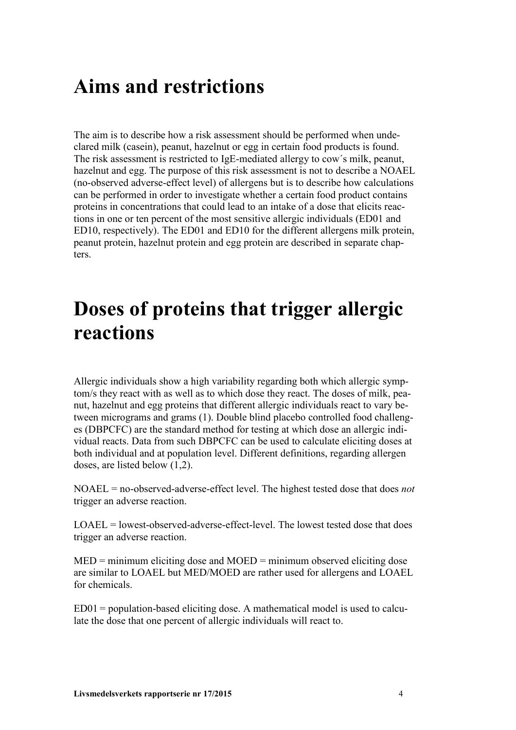# Aims and restrictions

The aim is to describe how a risk assessment should be performed when undeclared milk (casein), peanut, hazelnut or egg in certain food products is found. The risk assessment is restricted to IgE-mediated allergy to cow´s milk, peanut, hazelnut and egg. The purpose of this risk assessment is not to describe a NOAEL (no-observed adverse-effect level) of allergens but is to describe how calculations can be performed in order to investigate whether a certain food product contains proteins in concentrations that could lead to an intake of a dose that elicits reactions in one or ten percent of the most sensitive allergic individuals (ED01 and ED10, respectively). The ED01 and ED10 for the different allergens milk protein, peanut protein, hazelnut protein and egg protein are described in separate chapters.

# Doses of proteins that trigger allergic reactions

Allergic individuals show a high variability regarding both which allergic symptom/s they react with as well as to which dose they react. The doses of milk, peanut, hazelnut and egg proteins that different allergic individuals react to vary between micrograms and grams (1). Double blind placebo controlled food challenges (DBPCFC) are the standard method for testing at which dose an allergic individual reacts. Data from such DBPCFC can be used to calculate eliciting doses at both individual and at population level. Different definitions, regarding allergen doses, are listed below (1,2).

NOAEL = no-observed-adverse-effect level. The highest tested dose that does *not* trigger an adverse reaction.

LOAEL = lowest-observed-adverse-effect-level. The lowest tested dose that does trigger an adverse reaction.

MED = minimum eliciting dose and MOED = minimum observed eliciting dose are similar to LOAEL but MED/MOED are rather used for allergens and LOAEL for chemicals.

ED01 = population-based eliciting dose. A mathematical model is used to calculate the dose that one percent of allergic individuals will react to.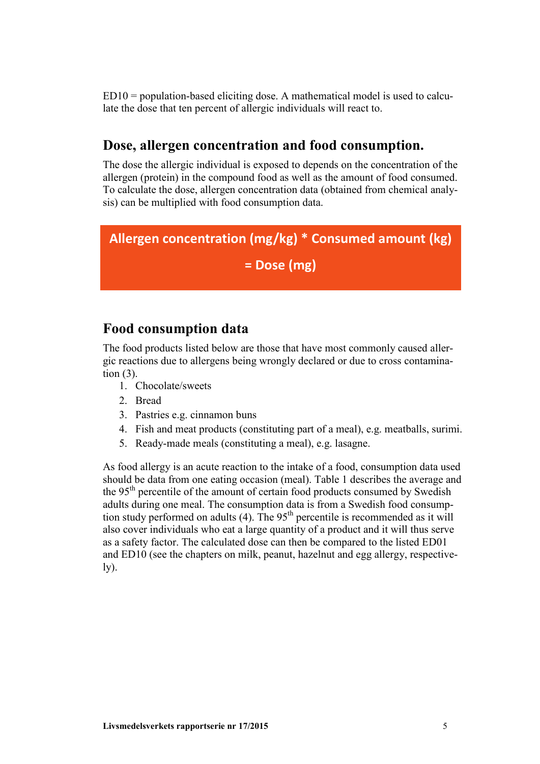ED10 = population-based eliciting dose. A mathematical model is used to calculate the dose that ten percent of allergic individuals will react to.

## Dose, allergen concentration and food consumption.

The dose the allergic individual is exposed to depends on the concentration of the allergen (protein) in the compound food as well as the amount of food consumed. To calculate the dose, allergen concentration data (obtained from chemical analysis) can be multiplied with food consumption data.

**Allergen concentration (mg/kg) * Consumed amount (kg)**

**= Dose (mg)**

## Food consumption data

The food products listed below are those that have most commonly caused allergic reactions due to allergens being wrongly declared or due to cross contamination (3).

1. Chocolate/sweets
2. Bread
3. Pastries e.g. cinnamon buns
4. Fish and meat products (constituting part of a meal), e.g. meatballs, surimi.
5. Ready-made meals (constituting a meal), e.g. lasagne.

As food allergy is an acute reaction to the intake of a food, consumption data used should be data from one eating occasion (meal). Table 1 describes the average and the 95$^{th}$ percentile of the amount of certain food products consumed by Swedish adults during one meal. The consumption data is from a Swedish food consumption study performed on adults (4). The 95$^{th}$ percentile is recommended as it will also cover individuals who eat a large quantity of a product and it will thus serve as a safety factor. The calculated dose can then be compared to the listed ED01 and ED10 (see the chapters on milk, peanut, hazelnut and egg allergy, respectively).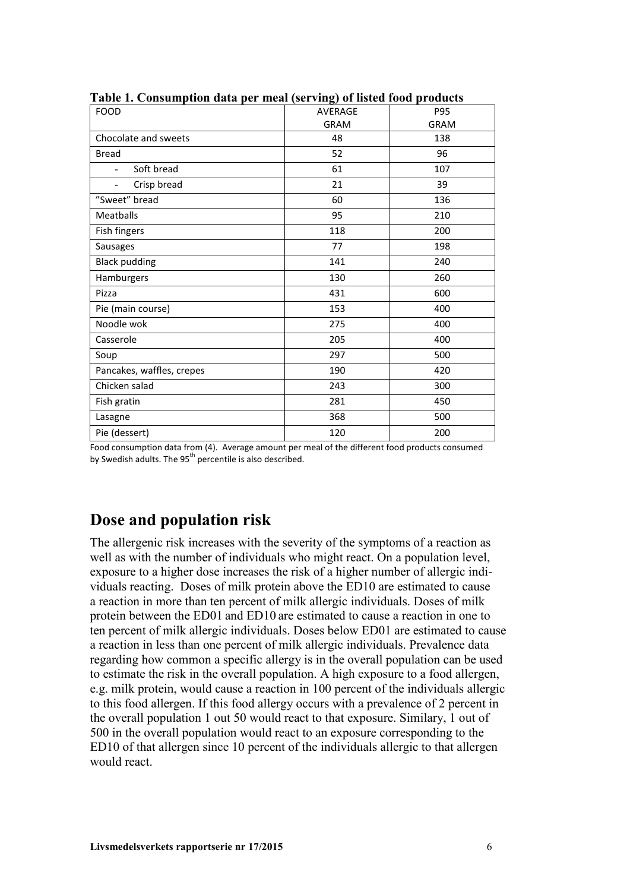**Table 1. Consumption data per meal (serving) of listed food products**

| FOOD | AVERAGE GRAM | P95 GRAM |
|---|---|---|
| Chocolate and sweets | 48 | 138 |
| Bread | 52 | 96 |
| - Soft bread | 61 | 107 |
| - Crisp bread | 21 | 39 |
| ”Sweet” bread | 60 | 136 |
| Meatballs | 95 | 210 |
| Fish fingers | 118 | 200 |
| Sausages | 77 | 198 |
| Black pudding | 141 | 240 |
| Hamburgers | 130 | 260 |
| Pizza | 431 | 600 |
| Pie (main course) | 153 | 400 |
| Noodle wok | 275 | 400 |
| Casserole | 205 | 400 |
| Soup | 297 | 500 |
| Pancakes, waffles, crepes | 190 | 420 |
| Chicken salad | 243 | 300 |
| Fish gratin | 281 | 450 |
| Lasagne | 368 | 500 |
| Pie (dessert) | 120 | 200 |

Food consumption data from (4). Average amount per meal of the different food products consumed by Swedish adults. The $95^{th}$ percentile is also described.

## Dose and population risk

The allergenic risk increases with the severity of the symptoms of a reaction as well as with the number of individuals who might react. On a population level, exposure to a higher dose increases the risk of a higher number of allergic individuals reacting. Doses of milk protein above the ED10 are estimated to cause a reaction in more than ten percent of milk allergic individuals. Doses of milk protein between the ED01 and ED10 are estimated to cause a reaction in one to ten percent of milk allergic individuals. Doses below ED01 are estimated to cause a reaction in less than one percent of milk allergic individuals. Prevalence data regarding how common a specific allergy is in the overall population can be used to estimate the risk in the overall population. A high exposure to a food allergen, e.g. milk protein, would cause a reaction in 100 percent of the individuals allergic to this food allergen. If this food allergy occurs with a prevalence of 2 percent in the overall population 1 out 50 would react to that exposure. Similary, 1 out of 500 in the overall population would react to an exposure corresponding to the ED10 of that allergen since 10 percent of the individuals allergic to that allergen would react.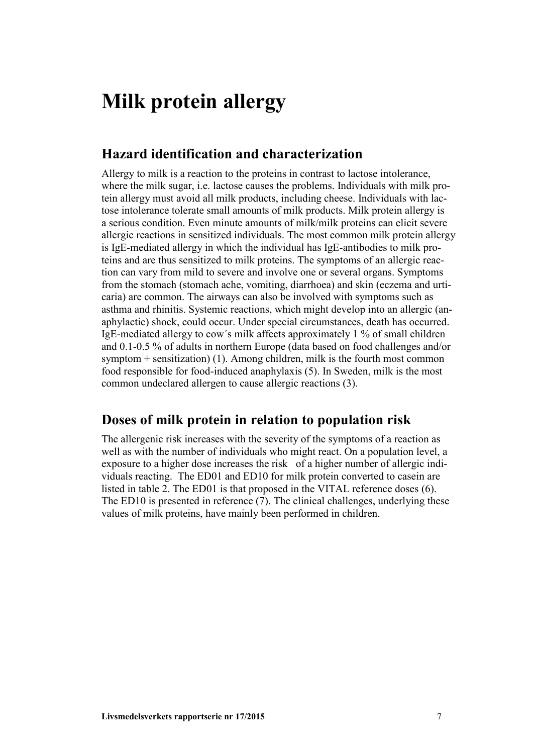# Milk protein allergy

## Hazard identification and characterization

Allergy to milk is a reaction to the proteins in contrast to lactose intolerance, where the milk sugar, i.e. lactose causes the problems. Individuals with milk protein allergy must avoid all milk products, including cheese. Individuals with lactose intolerance tolerate small amounts of milk products. Milk protein allergy is a serious condition. Even minute amounts of milk/milk proteins can elicit severe allergic reactions in sensitized individuals. The most common milk protein allergy is IgE-mediated allergy in which the individual has IgE-antibodies to milk proteins and are thus sensitized to milk proteins. The symptoms of an allergic reaction can vary from mild to severe and involve one or several organs. Symptoms from the stomach (stomach ache, vomiting, diarrhoea) and skin (eczema and urticaria) are common. The airways can also be involved with symptoms such as asthma and rhinitis. Systemic reactions, which might develop into an allergic (anaphylactic) shock, could occur. Under special circumstances, death has occurred. IgE-mediated allergy to cow´s milk affects approximately 1 % of small children and 0.1-0.5 % of adults in northern Europe (data based on food challenges and/or symptom + sensitization) (1). Among children, milk is the fourth most common food responsible for food-induced anaphylaxis (5). In Sweden, milk is the most common undeclared allergen to cause allergic reactions (3).

## Doses of milk protein in relation to population risk

The allergenic risk increases with the severity of the symptoms of a reaction as well as with the number of individuals who might react. On a population level, a exposure to a higher dose increases the risk of a higher number of allergic individuals reacting. The ED01 and ED10 for milk protein converted to casein are listed in table 2. The ED01 is that proposed in the VITAL reference doses (6). The ED10 is presented in reference (7). The clinical challenges, underlying these values of milk proteins, have mainly been performed in children.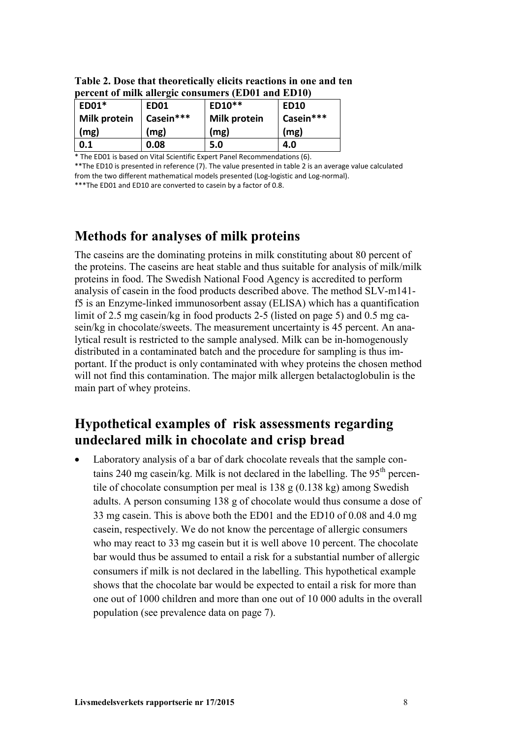**Table 2. Dose that theoretically elicits reactions in one and ten percent of milk allergic consumers (ED01 and ED10)**

| ED01* Milk protein (mg) | ED01 Casein*** (mg) | ED10** Milk protein (mg) | ED10 Casein*** (mg) |
|---|---|---|---|
| 0.1 | 0.08 | 5.0 | 4.0 |

\* The ED01 is based on Vital Scientific Expert Panel Recommendations (6).

**The ED10 is presented in reference (7). The value presented in table 2 is an average value calculated from the two different mathematical models presented (Log-logistic and Log-normal).

***The ED01 and ED10 are converted to casein by a factor of 0.8.

## Methods for analyses of milk proteins

The caseins are the dominating proteins in milk constituting about 80 percent of the proteins. The caseins are heat stable and thus suitable for analysis of milk/milk proteins in food. The Swedish National Food Agency is accredited to perform analysis of casein in the food products described above. The method SLV-m141-f5 is an Enzyme-linked immunosorbent assay (ELISA) which has a quantification limit of 2.5 mg casein/kg in food products 2-5 (listed on page 5) and 0.5 mg casein/kg in chocolate/sweets. The measurement uncertainty is 45 percent. An analytical result is restricted to the sample analysed. Milk can be in-homogenously distributed in a contaminated batch and the procedure for sampling is thus important. If the product is only contaminated with whey proteins the chosen method will not find this contamination. The major milk allergen betalactoglobulin is the main part of whey proteins.

## Hypothetical examples of risk assessments regarding undeclared milk in chocolate and crisp bread

- Laboratory analysis of a bar of dark chocolate reveals that the sample contains 240 mg casein/kg. Milk is not declared in the labelling. The 95$^{th}$ percentile of chocolate consumption per meal is 138 g (0.138 kg) among Swedish adults. A person consuming 138 g of chocolate would thus consume a dose of 33 mg casein. This is above both the ED01 and the ED10 of 0.08 and 4.0 mg casein, respectively. We do not know the percentage of allergic consumers who may react to 33 mg casein but it is well above 10 percent. The chocolate bar would thus be assumed to entail a risk for a substantial number of allergic consumers if milk is not declared in the labelling. This hypothetical example shows that the chocolate bar would be expected to entail a risk for more than one out of 1000 children and more than one out of 10 000 adults in the overall population (see prevalence data on page 7).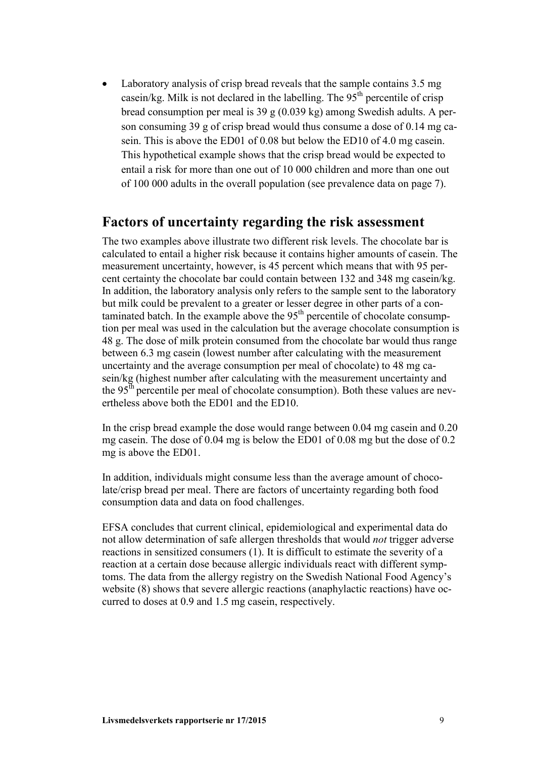- Laboratory analysis of crisp bread reveals that the sample contains 3.5 mg casein/kg. Milk is not declared in the labelling. The 95th percentile of crisp bread consumption per meal is 39 g (0.039 kg) among Swedish adults. A person consuming 39 g of crisp bread would thus consume a dose of 0.14 mg casein. This is above the ED01 of 0.08 but below the ED10 of 4.0 mg casein. This hypothetical example shows that the crisp bread would be expected to entail a risk for more than one out of 10 000 children and more than one out of 100 000 adults in the overall population (see prevalence data on page 7).

## Factors of uncertainty regarding the risk assessment

The two examples above illustrate two different risk levels. The chocolate bar is calculated to entail a higher risk because it contains higher amounts of casein. The measurement uncertainty, however, is 45 percent which means that with 95 percent certainty the chocolate bar could contain between 132 and 348 mg casein/kg. In addition, the laboratory analysis only refers to the sample sent to the laboratory but milk could be prevalent to a greater or lesser degree in other parts of a contaminated batch. In the example above the 95th percentile of chocolate consumption per meal was used in the calculation but the average chocolate consumption is 48 g. The dose of milk protein consumed from the chocolate bar would thus range between 6.3 mg casein (lowest number after calculating with the measurement uncertainty and the average consumption per meal of chocolate) to 48 mg casein/kg (highest number after calculating with the measurement uncertainty and the 95th percentile per meal of chocolate consumption). Both these values are nevertheless above both the ED01 and the ED10.

In the crisp bread example the dose would range between 0.04 mg casein and 0.20 mg casein. The dose of 0.04 mg is below the ED01 of 0.08 mg but the dose of 0.2 mg is above the ED01.

In addition, individuals might consume less than the average amount of chocolate/crisp bread per meal. There are factors of uncertainty regarding both food consumption data and data on food challenges.

EFSA concludes that current clinical, epidemiological and experimental data do not allow determination of safe allergen thresholds that would *not* trigger adverse reactions in sensitized consumers (1). It is difficult to estimate the severity of a reaction at a certain dose because allergic individuals react with different symptoms. The data from the allergy registry on the Swedish National Food Agency's website (8) shows that severe allergic reactions (anaphylactic reactions) have occurred to doses at 0.9 and 1.5 mg casein, respectively.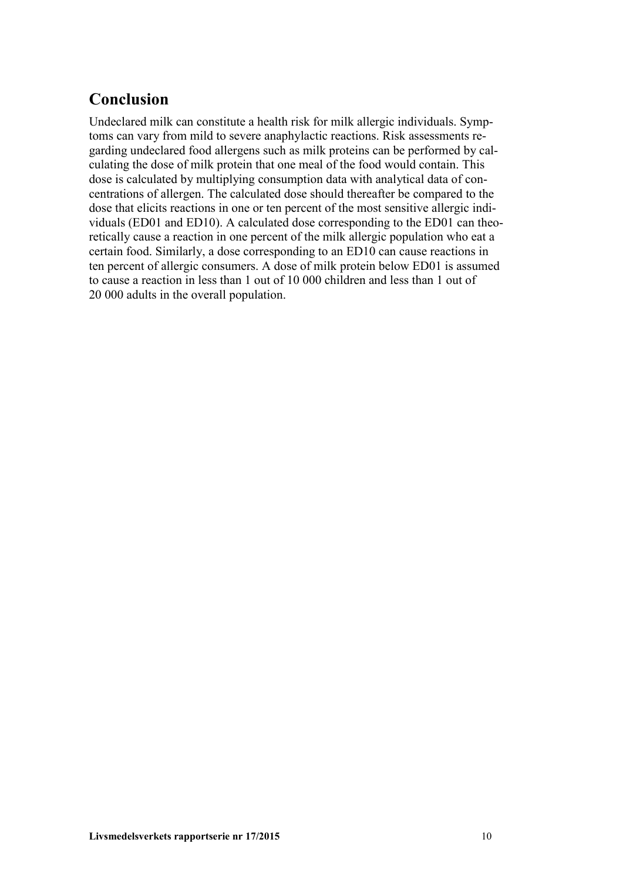## Conclusion

Undeclared milk can constitute a health risk for milk allergic individuals. Symptoms can vary from mild to severe anaphylactic reactions. Risk assessments regarding undeclared food allergens such as milk proteins can be performed by calculating the dose of milk protein that one meal of the food would contain. This dose is calculated by multiplying consumption data with analytical data of concentrations of allergen. The calculated dose should thereafter be compared to the dose that elicits reactions in one or ten percent of the most sensitive allergic individuals (ED01 and ED10). A calculated dose corresponding to the ED01 can theoretically cause a reaction in one percent of the milk allergic population who eat a certain food. Similarly, a dose corresponding to an ED10 can cause reactions in ten percent of allergic consumers. A dose of milk protein below ED01 is assumed to cause a reaction in less than 1 out of 10 000 children and less than 1 out of 20 000 adults in the overall population.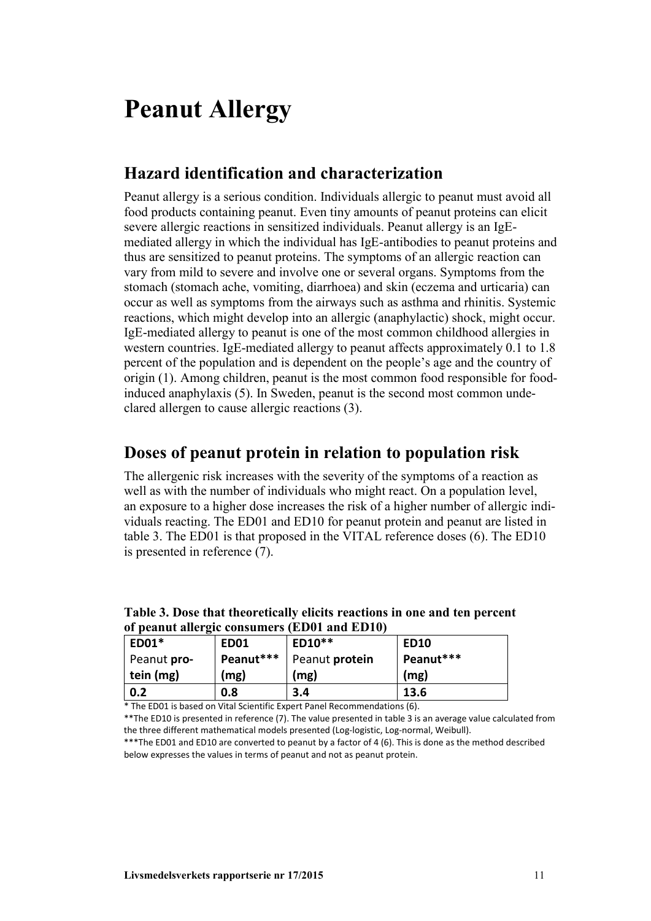# Peanut Allergy

## Hazard identification and characterization

Peanut allergy is a serious condition. Individuals allergic to peanut must avoid all food products containing peanut. Even tiny amounts of peanut proteins can elicit severe allergic reactions in sensitized individuals. Peanut allergy is an IgE-mediated allergy in which the individual has IgE-antibodies to peanut proteins and thus are sensitized to peanut proteins. The symptoms of an allergic reaction can vary from mild to severe and involve one or several organs. Symptoms from the stomach (stomach ache, vomiting, diarrhoea) and skin (eczema and urticaria) can occur as well as symptoms from the airways such as asthma and rhinitis. Systemic reactions, which might develop into an allergic (anaphylactic) shock, might occur. IgE-mediated allergy to peanut is one of the most common childhood allergies in western countries. IgE-mediated allergy to peanut affects approximately 0.1 to 1.8 percent of the population and is dependent on the people's age and the country of origin (1). Among children, peanut is the most common food responsible for food-induced anaphylaxis (5). In Sweden, peanut is the second most common undeclared allergen to cause allergic reactions (3).

## Doses of peanut protein in relation to population risk

The allergenic risk increases with the severity of the symptoms of a reaction as well as with the number of individuals who might react. On a population level, an exposure to a higher dose increases the risk of a higher number of allergic individuals reacting. The ED01 and ED10 for peanut protein and peanut are listed in table 3. The ED01 is that proposed in the VITAL reference doses (6). The ED10 is presented in reference (7).

**Table 3. Dose that theoretically elicits reactions in one and ten percent of peanut allergic consumers (ED01 and ED10)**

| ED01* Peanut **protein** (mg) | ED01 Peanut*** (mg) | ED10** Peanut **protein** (mg) | ED10 Peanut*** (mg) |
|---|---|---|---|
| 0.2 | 0.8 | 3.4 | 13.6 |

* The ED01 is based on Vital Scientific Expert Panel Recommendations (6).

**The ED10 is presented in reference (7). The value presented in table 3 is an average value calculated from the three different mathematical models presented (Log-logistic, Log-normal, Weibull).

***The ED01 and ED10 are converted to peanut by a factor of 4 (6). This is done as the method described below expresses the values in terms of peanut and not as peanut protein.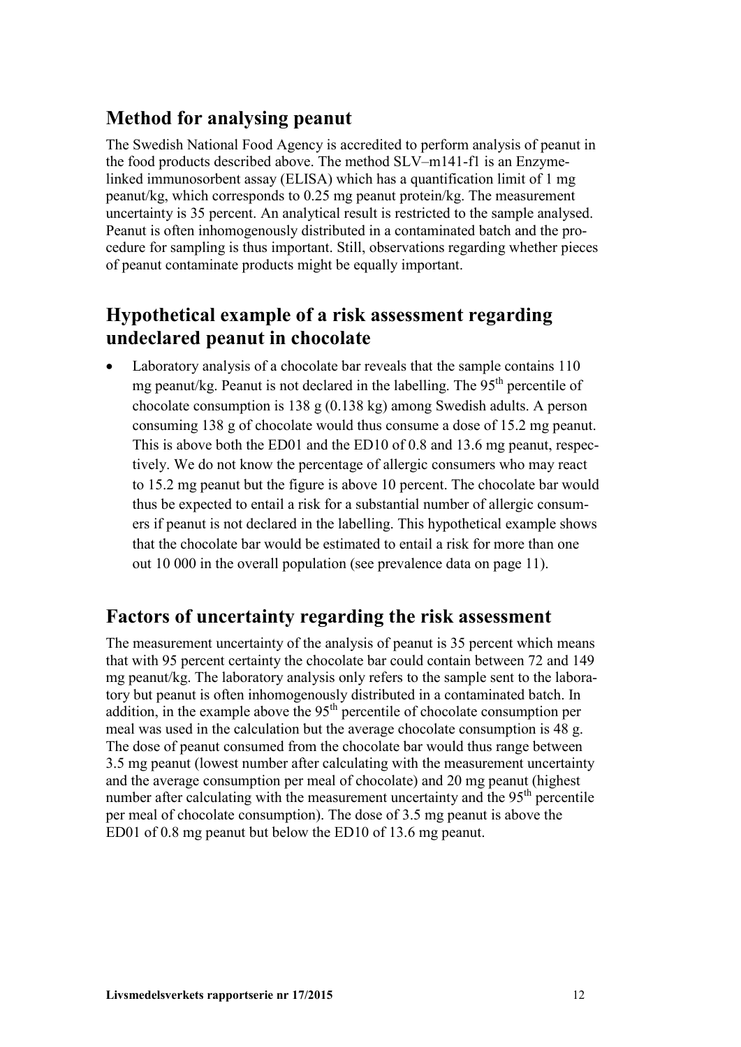## Method for analysing peanut

The Swedish National Food Agency is accredited to perform analysis of peanut in the food products described above. The method SLV–m141-f1 is an Enzyme-linked immunosorbent assay (ELISA) which has a quantification limit of 1 mg peanut/kg, which corresponds to 0.25 mg peanut protein/kg. The measurement uncertainty is 35 percent. An analytical result is restricted to the sample analysed. Peanut is often inhomogenously distributed in a contaminated batch and the procedure for sampling is thus important. Still, observations regarding whether pieces of peanut contaminate products might be equally important.

## Hypothetical example of a risk assessment regarding undeclared peanut in chocolate

- Laboratory analysis of a chocolate bar reveals that the sample contains 110 mg peanut/kg. Peanut is not declared in the labelling. The $95^{th}$ percentile of chocolate consumption is 138 g (0.138 kg) among Swedish adults. A person consuming 138 g of chocolate would thus consume a dose of 15.2 mg peanut. This is above both the ED01 and the ED10 of 0.8 and 13.6 mg peanut, respectively. We do not know the percentage of allergic consumers who may react to 15.2 mg peanut but the figure is above 10 percent. The chocolate bar would thus be expected to entail a risk for a substantial number of allergic consumers if peanut is not declared in the labelling. This hypothetical example shows that the chocolate bar would be estimated to entail a risk for more than one out 10 000 in the overall population (see prevalence data on page 11).

## Factors of uncertainty regarding the risk assessment

The measurement uncertainty of the analysis of peanut is 35 percent which means that with 95 percent certainty the chocolate bar could contain between 72 and 149 mg peanut/kg. The laboratory analysis only refers to the sample sent to the laboratory but peanut is often inhomogenously distributed in a contaminated batch. In addition, in the example above the $95^{th}$ percentile of chocolate consumption per meal was used in the calculation but the average chocolate consumption is 48 g. The dose of peanut consumed from the chocolate bar would thus range between 3.5 mg peanut (lowest number after calculating with the measurement uncertainty and the average consumption per meal of chocolate) and 20 mg peanut (highest number after calculating with the measurement uncertainty and the $95^{th}$ percentile per meal of chocolate consumption). The dose of 3.5 mg peanut is above the ED01 of 0.8 mg peanut but below the ED10 of 13.6 mg peanut.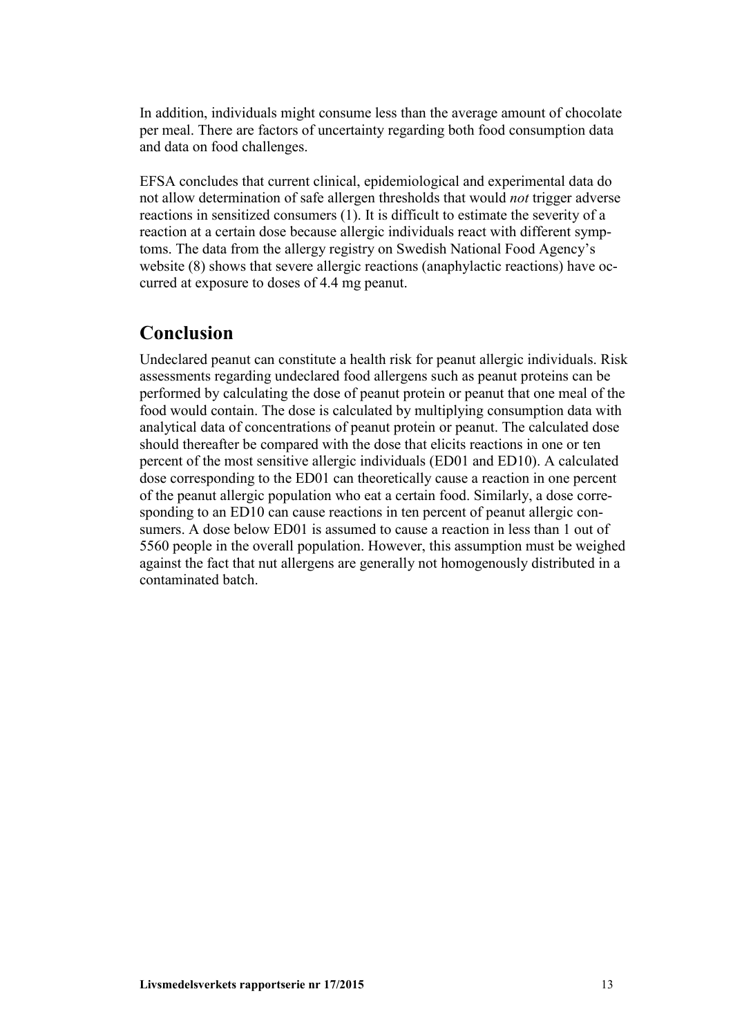In addition, individuals might consume less than the average amount of chocolate per meal. There are factors of uncertainty regarding both food consumption data and data on food challenges.

EFSA concludes that current clinical, epidemiological and experimental data do not allow determination of safe allergen thresholds that would *not* trigger adverse reactions in sensitized consumers (1). It is difficult to estimate the severity of a reaction at a certain dose because allergic individuals react with different symptoms. The data from the allergy registry on Swedish National Food Agency's website (8) shows that severe allergic reactions (anaphylactic reactions) have occurred at exposure to doses of 4.4 mg peanut.

## Conclusion

Undeclared peanut can constitute a health risk for peanut allergic individuals. Risk assessments regarding undeclared food allergens such as peanut proteins can be performed by calculating the dose of peanut protein or peanut that one meal of the food would contain. The dose is calculated by multiplying consumption data with analytical data of concentrations of peanut protein or peanut. The calculated dose should thereafter be compared with the dose that elicits reactions in one or ten percent of the most sensitive allergic individuals (ED01 and ED10). A calculated dose corresponding to the ED01 can theoretically cause a reaction in one percent of the peanut allergic population who eat a certain food. Similarly, a dose corresponding to an ED10 can cause reactions in ten percent of peanut allergic consumers. A dose below ED01 is assumed to cause a reaction in less than 1 out of 5560 people in the overall population. However, this assumption must be weighed against the fact that nut allergens are generally not homogenously distributed in a contaminated batch.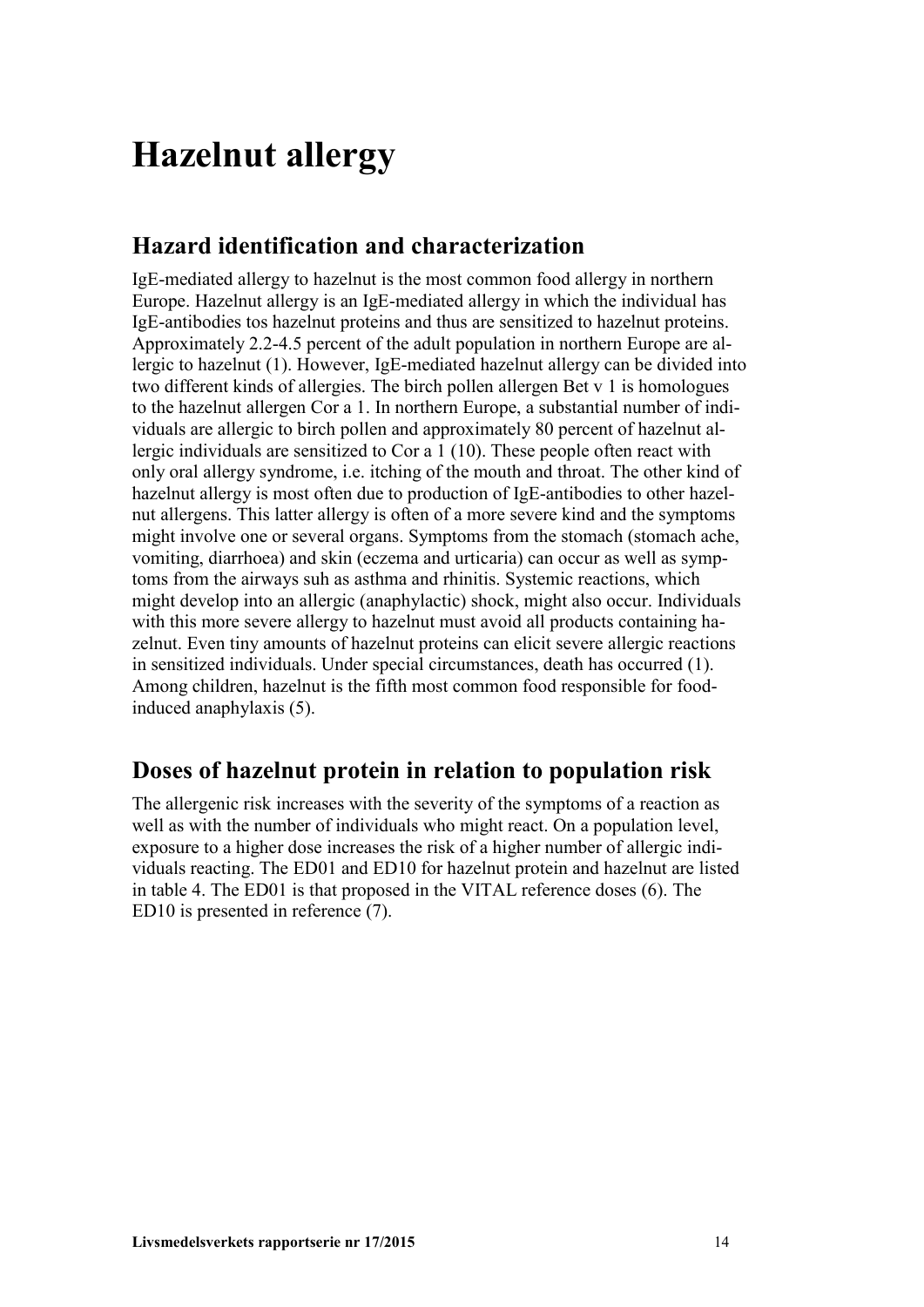# Hazelnut allergy

## Hazard identification and characterization

IgE-mediated allergy to hazelnut is the most common food allergy in northern Europe. Hazelnut allergy is an IgE-mediated allergy in which the individual has IgE-antibodies tos hazelnut proteins and thus are sensitized to hazelnut proteins. Approximately 2.2-4.5 percent of the adult population in northern Europe are allergic to hazelnut (1). However, IgE-mediated hazelnut allergy can be divided into two different kinds of allergies. The birch pollen allergen Bet v 1 is homologues to the hazelnut allergen Cor a 1. In northern Europe, a substantial number of individuals are allergic to birch pollen and approximately 80 percent of hazelnut allergic individuals are sensitized to Cor a 1 (10). These people often react with only oral allergy syndrome, i.e. itching of the mouth and throat. The other kind of hazelnut allergy is most often due to production of IgE-antibodies to other hazelnut allergens. This latter allergy is often of a more severe kind and the symptoms might involve one or several organs. Symptoms from the stomach (stomach ache, vomiting, diarrhoea) and skin (eczema and urticaria) can occur as well as symptoms from the airways suh as asthma and rhinitis. Systemic reactions, which might develop into an allergic (anaphylactic) shock, might also occur. Individuals with this more severe allergy to hazelnut must avoid all products containing hazelnut. Even tiny amounts of hazelnut proteins can elicit severe allergic reactions in sensitized individuals. Under special circumstances, death has occurred (1). Among children, hazelnut is the fifth most common food responsible for food-induced anaphylaxis (5).

## Doses of hazelnut protein in relation to population risk

The allergenic risk increases with the severity of the symptoms of a reaction as well as with the number of individuals who might react. On a population level, exposure to a higher dose increases the risk of a higher number of allergic individuals reacting. The ED01 and ED10 for hazelnut protein and hazelnut are listed in table 4. The ED01 is that proposed in the VITAL reference doses (6). The ED10 is presented in reference (7).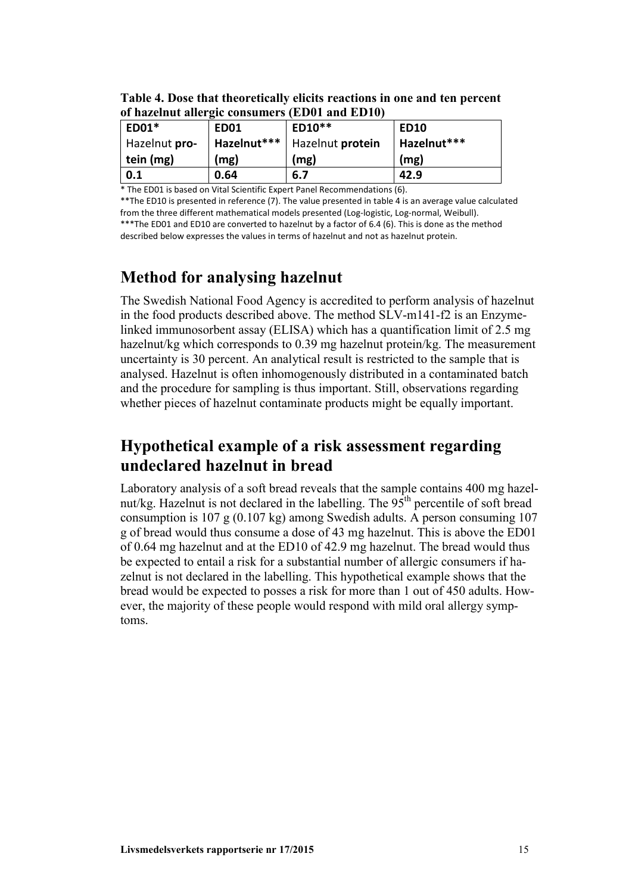**Table 4. Dose that theoretically elicits reactions in one and ten percent of hazelnut allergic consumers (ED01 and ED10)**

| ED01* Hazelnut **protein** (mg) | **ED01 Hazelnut*** (mg)** | ED10** Hazelnut **protein** (mg) | **ED10 Hazelnut*** (mg)** |
|---|---|---|---|
| **0.1** | **0.64** | **6.7** | **42.9** |

\* The ED01 is based on Vital Scientific Expert Panel Recommendations (6).

**The ED10 is presented in reference (7). The value presented in table 4 is an average value calculated from the three different mathematical models presented (Log-logistic, Log-normal, Weibull).

***The ED01 and ED10 are converted to hazelnut by a factor of 6.4 (6). This is done as the method described below expresses the values in terms of hazelnut and not as hazelnut protein.

## Method for analysing hazelnut

The Swedish National Food Agency is accredited to perform analysis of hazelnut in the food products described above. The method SLV-m141-f2 is an Enzyme-linked immunosorbent assay (ELISA) which has a quantification limit of 2.5 mg hazelnut/kg which corresponds to 0.39 mg hazelnut protein/kg. The measurement uncertainty is 30 percent. An analytical result is restricted to the sample that is analysed. Hazelnut is often inhomogenously distributed in a contaminated batch and the procedure for sampling is thus important. Still, observations regarding whether pieces of hazelnut contaminate products might be equally important.

## Hypothetical example of a risk assessment regarding undeclared hazelnut in bread

Laboratory analysis of a soft bread reveals that the sample contains 400 mg hazelnut/kg. Hazelnut is not declared in the labelling. The 95$^{th}$ percentile of soft bread consumption is 107 g (0.107 kg) among Swedish adults. A person consuming 107 g of bread would thus consume a dose of 43 mg hazelnut. This is above the ED01 of 0.64 mg hazelnut and at the ED10 of 42.9 mg hazelnut. The bread would thus be expected to entail a risk for a substantial number of allergic consumers if hazelnut is not declared in the labelling. This hypothetical example shows that the bread would be expected to posses a risk for more than 1 out of 450 adults. However, the majority of these people would respond with mild oral allergy symptoms.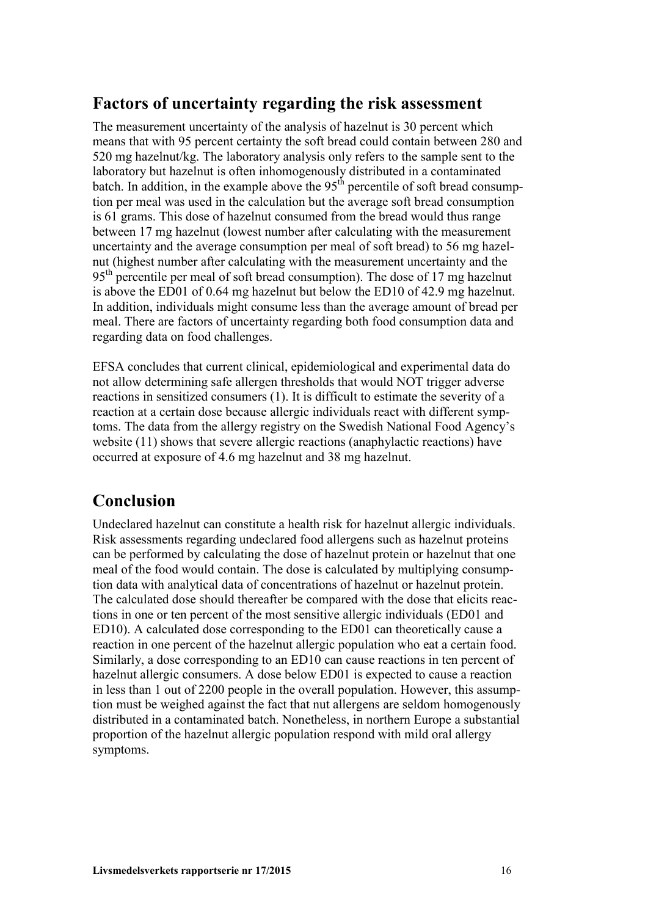## Factors of uncertainty regarding the risk assessment

The measurement uncertainty of the analysis of hazelnut is 30 percent which means that with 95 percent certainty the soft bread could contain between 280 and 520 mg hazelnut/kg. The laboratory analysis only refers to the sample sent to the laboratory but hazelnut is often inhomogenously distributed in a contaminated batch. In addition, in the example above the 95th percentile of soft bread consumption per meal was used in the calculation but the average soft bread consumption is 61 grams. This dose of hazelnut consumed from the bread would thus range between 17 mg hazelnut (lowest number after calculating with the measurement uncertainty and the average consumption per meal of soft bread) to 56 mg hazelnut (highest number after calculating with the measurement uncertainty and the 95th percentile per meal of soft bread consumption). The dose of 17 mg hazelnut is above the ED01 of 0.64 mg hazelnut but below the ED10 of 42.9 mg hazelnut. In addition, individuals might consume less than the average amount of bread per meal. There are factors of uncertainty regarding both food consumption data and regarding data on food challenges.

EFSA concludes that current clinical, epidemiological and experimental data do not allow determining safe allergen thresholds that would NOT trigger adverse reactions in sensitized consumers (1). It is difficult to estimate the severity of a reaction at a certain dose because allergic individuals react with different symptoms. The data from the allergy registry on the Swedish National Food Agency's website (11) shows that severe allergic reactions (anaphylactic reactions) have occurred at exposure of 4.6 mg hazelnut and 38 mg hazelnut.

## Conclusion

Undeclared hazelnut can constitute a health risk for hazelnut allergic individuals. Risk assessments regarding undeclared food allergens such as hazelnut proteins can be performed by calculating the dose of hazelnut protein or hazelnut that one meal of the food would contain. The dose is calculated by multiplying consumption data with analytical data of concentrations of hazelnut or hazelnut protein. The calculated dose should thereafter be compared with the dose that elicits reactions in one or ten percent of the most sensitive allergic individuals (ED01 and ED10). A calculated dose corresponding to the ED01 can theoretically cause a reaction in one percent of the hazelnut allergic population who eat a certain food. Similarly, a dose corresponding to an ED10 can cause reactions in ten percent of hazelnut allergic consumers. A dose below ED01 is expected to cause a reaction in less than 1 out of 2200 people in the overall population. However, this assumption must be weighed against the fact that nut allergens are seldom homogenously distributed in a contaminated batch. Nonetheless, in northern Europe a substantial proportion of the hazelnut allergic population respond with mild oral allergy symptoms.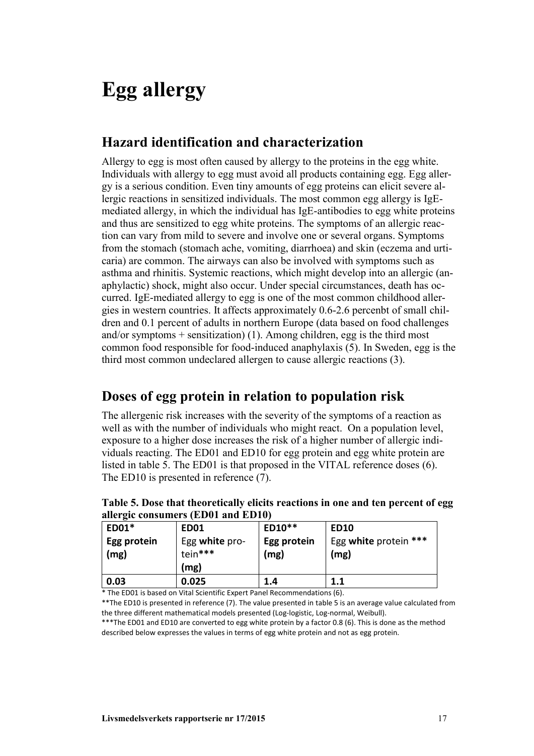# Egg allergy

## Hazard identification and characterization

Allergy to egg is most often caused by allergy to the proteins in the egg white. Individuals with allergy to egg must avoid all products containing egg. Egg allergy is a serious condition. Even tiny amounts of egg proteins can elicit severe allergic reactions in sensitized individuals. The most common egg allergy is IgE-mediated allergy, in which the individual has IgE-antibodies to egg white proteins and thus are sensitized to egg white proteins. The symptoms of an allergic reaction can vary from mild to severe and involve one or several organs. Symptoms from the stomach (stomach ache, vomiting, diarrhoea) and skin (eczema and urticaria) are common. The airways can also be involved with symptoms such as asthma and rhinitis. Systemic reactions, which might develop into an allergic (anaphylactic) shock, might also occur. Under special circumstances, death has occurred. IgE-mediated allergy to egg is one of the most common childhood allergies in western countries. It affects approximately 0.6-2.6 percenbt of small children and 0.1 percent of adults in northern Europe (data based on food challenges and/or symptoms + sensitization) (1). Among children, egg is the third most common food responsible for food-induced anaphylaxis (5). In Sweden, egg is the third most common undeclared allergen to cause allergic reactions (3).

## Doses of egg protein in relation to population risk

The allergenic risk increases with the severity of the symptoms of a reaction as well as with the number of individuals who might react. On a population level, exposure to a higher dose increases the risk of a higher number of allergic individuals reacting. The ED01 and ED10 for egg protein and egg white protein are listed in table 5. The ED01 is that proposed in the VITAL reference doses (6). The ED10 is presented in reference (7).

**Table 5. Dose that theoretically elicits reactions in one and ten percent of egg allergic consumers (ED01 and ED10)**

| **ED01*** **Egg protein (mg)** | **ED01** Egg **white** protein*** **(mg)** | **ED10**** **Egg protein (mg)** | **ED10** Egg **white** protein *** **(mg)** |
|---|---|---|---|
| **0.03** | **0.025** | **1.4** | **1.1** |

\* The ED01 is based on Vital Scientific Expert Panel Recommendations (6).

**The ED10 is presented in reference (7). The value presented in table 5 is an average value calculated from the three different mathematical models presented (Log-logistic, Log-normal, Weibull).

***The ED01 and ED10 are converted to egg white protein by a factor 0.8 (6). This is done as the method described below expresses the values in terms of egg white protein and not as egg protein.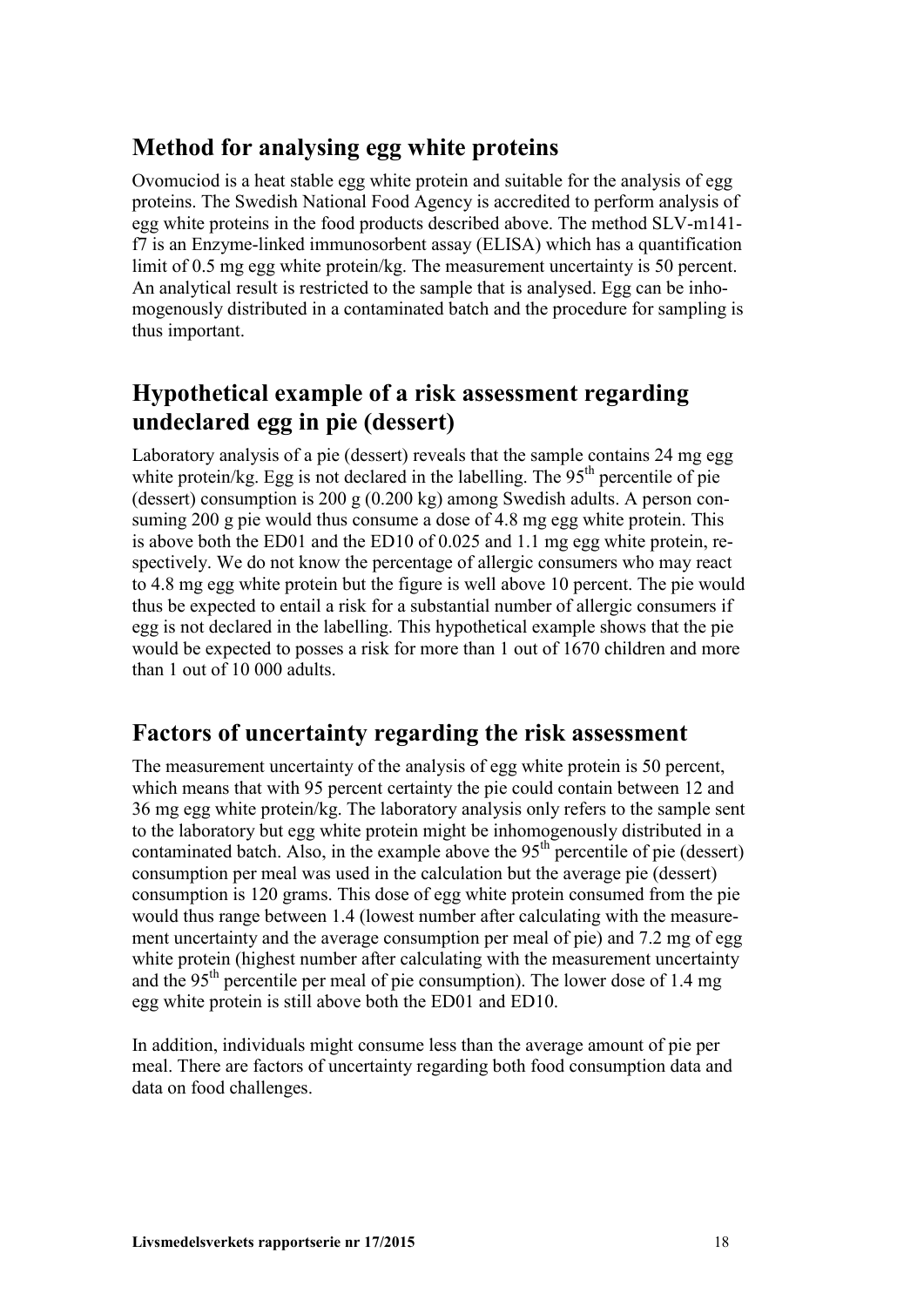## Method for analysing egg white proteins

Ovomuciod is a heat stable egg white protein and suitable for the analysis of egg proteins. The Swedish National Food Agency is accredited to perform analysis of egg white proteins in the food products described above. The method SLV-m141-f7 is an Enzyme-linked immunosorbent assay (ELISA) which has a quantification limit of 0.5 mg egg white protein/kg. The measurement uncertainty is 50 percent. An analytical result is restricted to the sample that is analysed. Egg can be inhomogenously distributed in a contaminated batch and the procedure for sampling is thus important.

## Hypothetical example of a risk assessment regarding undeclared egg in pie (dessert)

Laboratory analysis of a pie (dessert) reveals that the sample contains 24 mg egg white protein/kg. Egg is not declared in the labelling. The 95$^{th}$ percentile of pie (dessert) consumption is 200 g (0.200 kg) among Swedish adults. A person consuming 200 g pie would thus consume a dose of 4.8 mg egg white protein. This is above both the ED01 and the ED10 of 0.025 and 1.1 mg egg white protein, respectively. We do not know the percentage of allergic consumers who may react to 4.8 mg egg white protein but the figure is well above 10 percent. The pie would thus be expected to entail a risk for a substantial number of allergic consumers if egg is not declared in the labelling. This hypothetical example shows that the pie would be expected to posses a risk for more than 1 out of 1670 children and more than 1 out of 10 000 adults.

## Factors of uncertainty regarding the risk assessment

The measurement uncertainty of the analysis of egg white protein is 50 percent, which means that with 95 percent certainty the pie could contain between 12 and 36 mg egg white protein/kg. The laboratory analysis only refers to the sample sent to the laboratory but egg white protein might be inhomogenously distributed in a contaminated batch. Also, in the example above the 95$^{th}$ percentile of pie (dessert) consumption per meal was used in the calculation but the average pie (dessert) consumption is 120 grams. This dose of egg white protein consumed from the pie would thus range between 1.4 (lowest number after calculating with the measurement uncertainty and the average consumption per meal of pie) and 7.2 mg of egg white protein (highest number after calculating with the measurement uncertainty and the 95$^{th}$ percentile per meal of pie consumption). The lower dose of 1.4 mg egg white protein is still above both the ED01 and ED10.

In addition, individuals might consume less than the average amount of pie per meal. There are factors of uncertainty regarding both food consumption data and data on food challenges.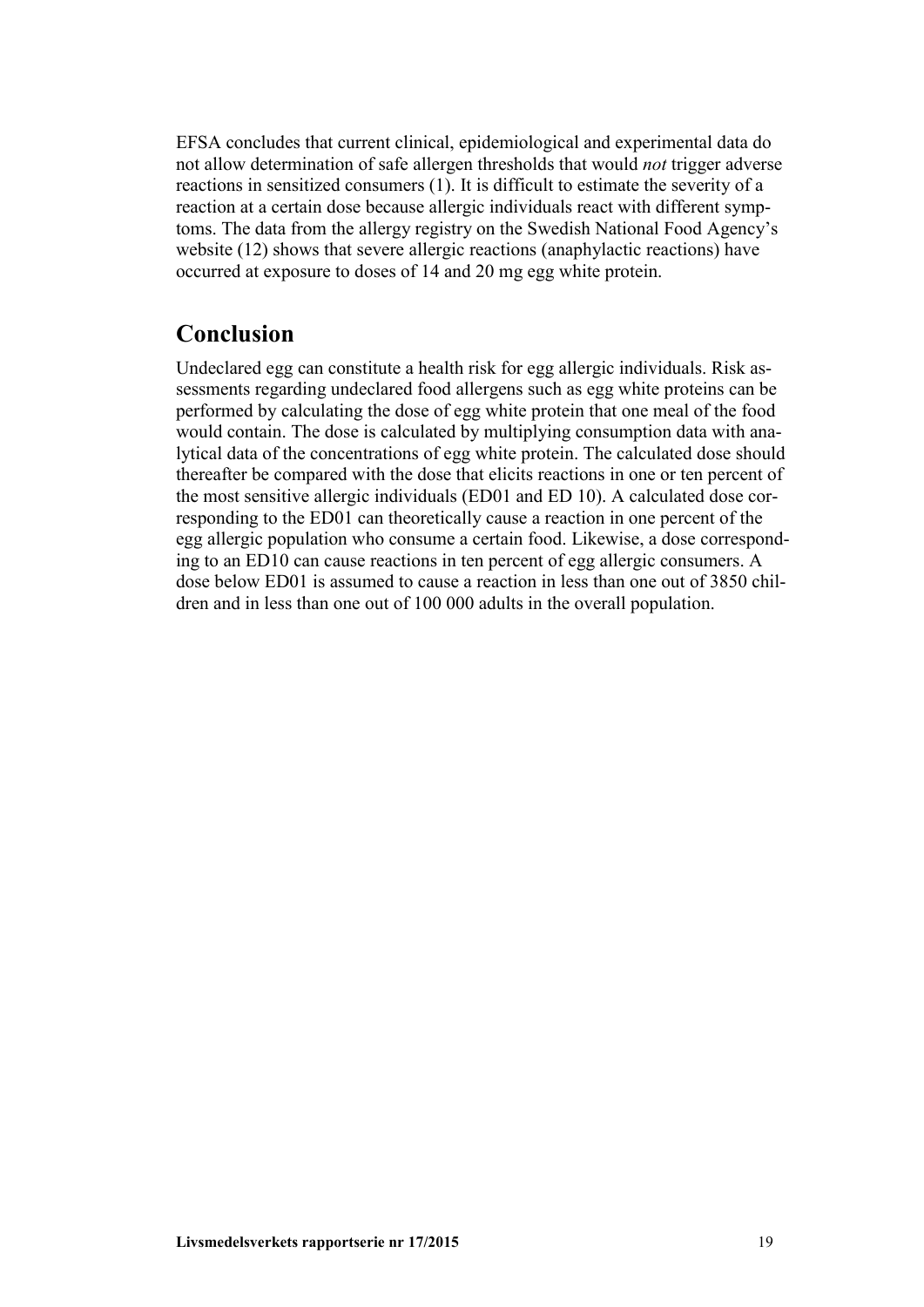EFSA concludes that current clinical, epidemiological and experimental data do not allow determination of safe allergen thresholds that would *not* trigger adverse reactions in sensitized consumers (1). It is difficult to estimate the severity of a reaction at a certain dose because allergic individuals react with different symptoms. The data from the allergy registry on the Swedish National Food Agency's website (12) shows that severe allergic reactions (anaphylactic reactions) have occurred at exposure to doses of 14 and 20 mg egg white protein.

## Conclusion

Undeclared egg can constitute a health risk for egg allergic individuals. Risk assessments regarding undeclared food allergens such as egg white proteins can be performed by calculating the dose of egg white protein that one meal of the food would contain. The dose is calculated by multiplying consumption data with analytical data of the concentrations of egg white protein. The calculated dose should thereafter be compared with the dose that elicits reactions in one or ten percent of the most sensitive allergic individuals (ED01 and ED 10). A calculated dose corresponding to the ED01 can theoretically cause a reaction in one percent of the egg allergic population who consume a certain food. Likewise, a dose corresponding to an ED10 can cause reactions in ten percent of egg allergic consumers. A dose below ED01 is assumed to cause a reaction in less than one out of 3850 children and in less than one out of 100 000 adults in the overall population.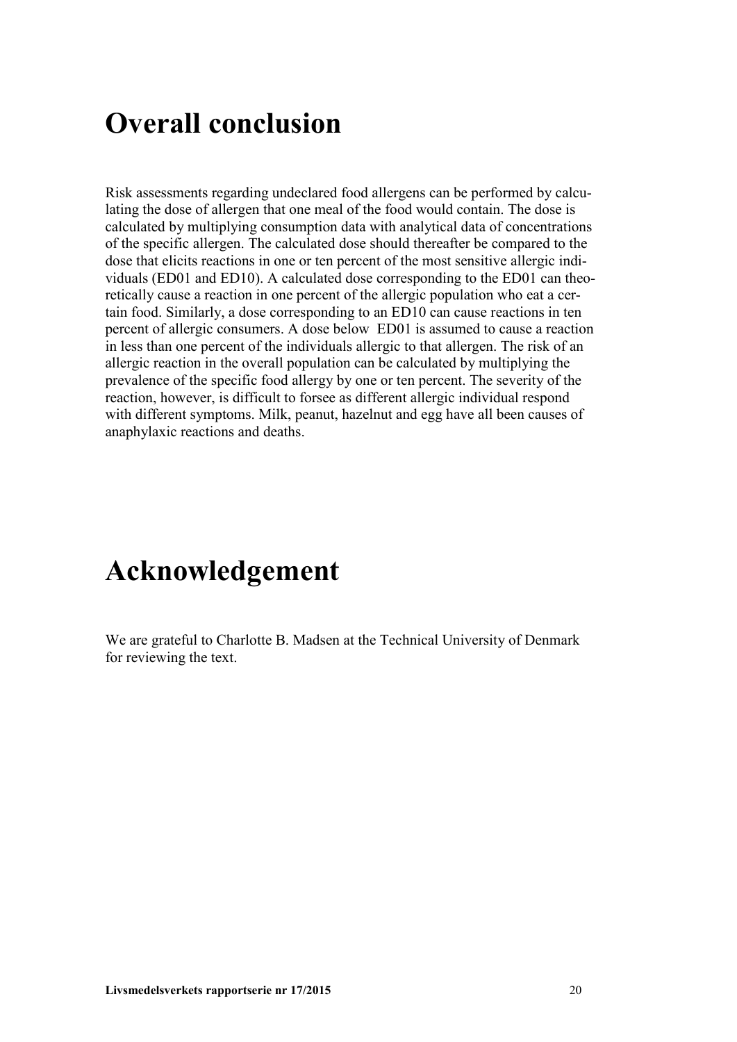# Overall conclusion

Risk assessments regarding undeclared food allergens can be performed by calculating the dose of allergen that one meal of the food would contain. The dose is calculated by multiplying consumption data with analytical data of concentrations of the specific allergen. The calculated dose should thereafter be compared to the dose that elicits reactions in one or ten percent of the most sensitive allergic individuals (ED01 and ED10). A calculated dose corresponding to the ED01 can theoretically cause a reaction in one percent of the allergic population who eat a certain food. Similarly, a dose corresponding to an ED10 can cause reactions in ten percent of allergic consumers. A dose below ED01 is assumed to cause a reaction in less than one percent of the individuals allergic to that allergen. The risk of an allergic reaction in the overall population can be calculated by multiplying the prevalence of the specific food allergy by one or ten percent. The severity of the reaction, however, is difficult to forsee as different allergic individual respond with different symptoms. Milk, peanut, hazelnut and egg have all been causes of anaphylaxic reactions and deaths.

# Acknowledgement

We are grateful to Charlotte B. Madsen at the Technical University of Denmark for reviewing the text.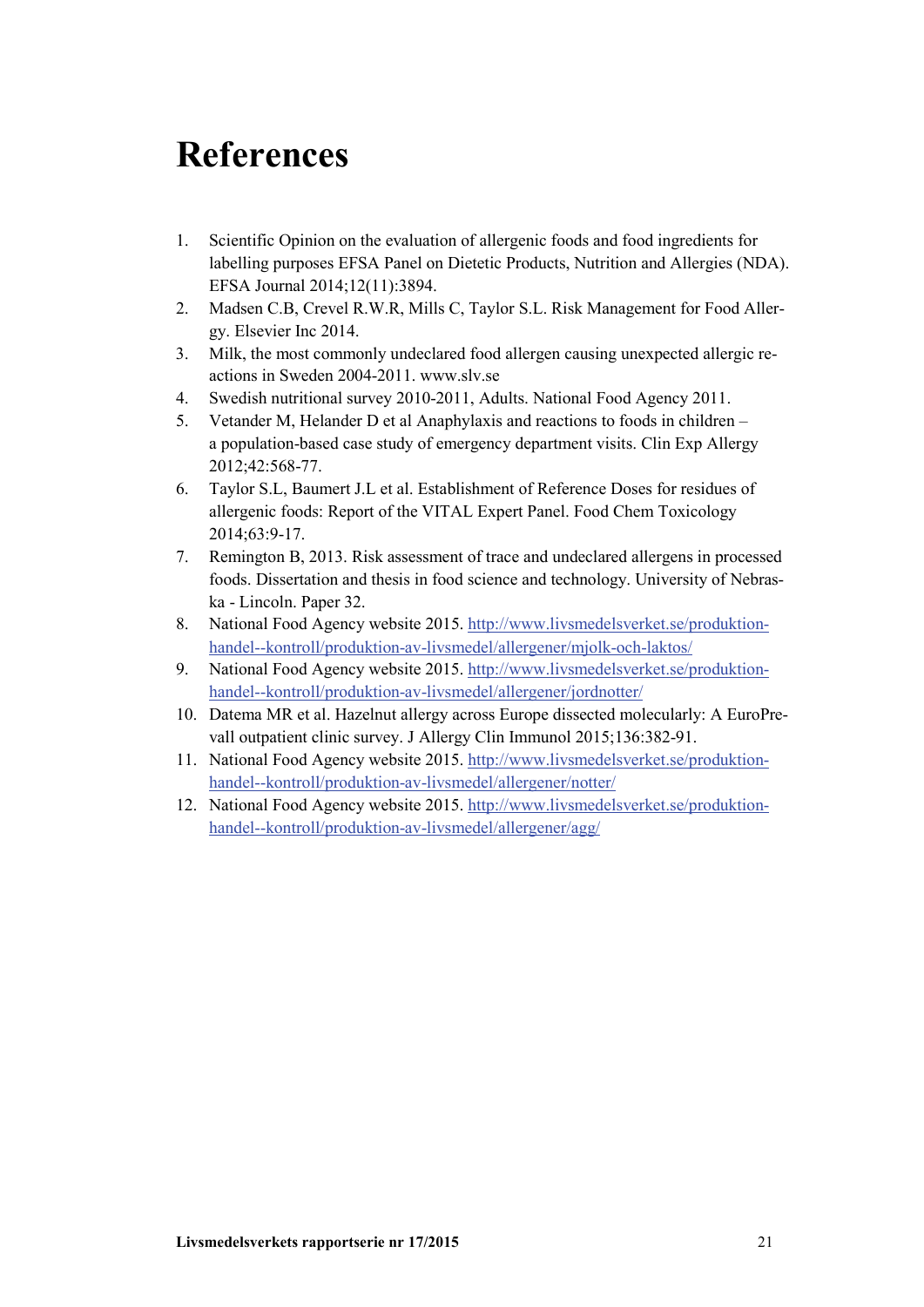# References

1. Scientific Opinion on the evaluation of allergenic foods and food ingredients for labelling purposes EFSA Panel on Dietetic Products, Nutrition and Allergies (NDA). EFSA Journal 2014;12(11):3894.
2. Madsen C.B, Crevel R.W.R, Mills C, Taylor S.L. Risk Management for Food Allergy. Elsevier Inc 2014.
3. Milk, the most commonly undeclared food allergen causing unexpected allergic reactions in Sweden 2004-2011. www.slv.se
4. Swedish nutritional survey 2010-2011, Adults. National Food Agency 2011.
5. Vetander M, Helander D et al Anaphylaxis and reactions to foods in children – a population-based case study of emergency department visits. Clin Exp Allergy 2012;42:568-77.
6. Taylor S.L, Baumert J.L et al. Establishment of Reference Doses for residues of allergenic foods: Report of the VITAL Expert Panel. Food Chem Toxicology 2014;63:9-17.
7. Remington B, 2013. Risk assessment of trace and undeclared allergens in processed foods. Dissertation and thesis in food science and technology. University of Nebraska - Lincoln. Paper 32.
8. National Food Agency website 2015. http://www.livsmedelsverket.se/produktion-handel--kontroll/produktion-av-livsmedel/allergener/mjolk-och-laktos/
9. National Food Agency website 2015. http://www.livsmedelsverket.se/produktion-handel--kontroll/produktion-av-livsmedel/allergener/jordnotter/
10. Datema MR et al. Hazelnut allergy across Europe dissected molecularly: A EuroPrevall outpatient clinic survey. J Allergy Clin Immunol 2015;136:382-91.
11. National Food Agency website 2015. http://www.livsmedelsverket.se/produktion-handel--kontroll/produktion-av-livsmedel/allergener/notter/
12. National Food Agency website 2015. http://www.livsmedelsverket.se/produktion-handel--kontroll/produktion-av-livsmedel/allergener/agg/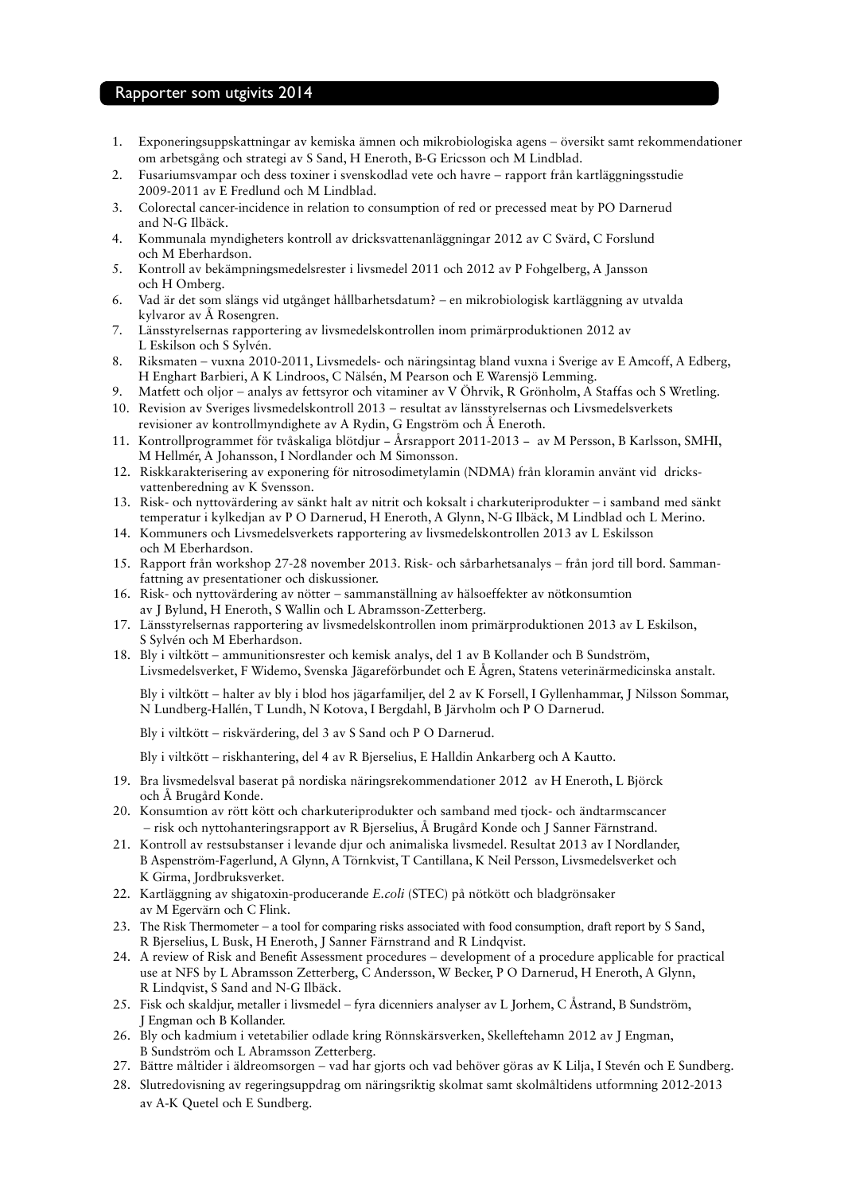## Rapporter som utgivits 2014

1. Exponeringsuppskattningar av kemiska ämnen och mikrobiologiska agens – översikt samt rekommendationer om arbetsgång och strategi av S Sand, H Eneroth, B-G Ericsson och M Lindblad.
2. Fusariumsvampar och dess toxiner i svenskodlad vete och havre – rapport från kartläggningsstudie 2009-2011 av E Fredlund och M Lindblad.
3. Colorectal cancer-incidence in relation to consumption of red or precessed meat by PO Darnerud and N-G Ilbäck.
4. Kommunala myndigheters kontroll av dricksvattenanläggningar 2012 av C Svärd, C Forslund och M Eberhardson.
5. Kontroll av bekämpningsmedelsrester i livsmedel 2011 och 2012 av P Fohgelberg, A Jansson och H Omberg.
6. Vad är det som slängs vid utgånget hållbarhetsdatum? – en mikrobiologisk kartläggning av utvalda kylvaror av Å Rosengren.
7. Länsstyrelsernas rapportering av livsmedelskontrollen inom primärproduktionen 2012 av L Eskilson och S Sylvén.
8. Riksmaten – vuxna 2010-2011, Livsmedels- och näringsintag bland vuxna i Sverige av E Amcoff, A Edberg, H Enghart Barbieri, A K Lindroos, C Nälsén, M Pearson och E Warensjö Lemming.
9. Matfett och oljor – analys av fettsyror och vitaminer av V Öhrvik, R Grönholm, A Staffas och S Wretling.
10. Revision av Sveriges livsmedelskontroll 2013 – resultat av länsstyrelsernas och Livsmedelsverkets revisioner av kontrollmyndighete av A Rydin, G Engström och Å Eneroth.
11. Kontrollprogrammet för tvåskaliga blötdjur – Årsrapport 2011-2013 – av M Persson, B Karlsson, SMHI, M Hellmér, A Johansson, I Nordlander och M Simonsson.
12. Riskkarakterisering av exponering för nitrosodimetylamin (NDMA) från kloramin använt vid dricksvattenberedning av K Svensson.
13. Risk- och nyttovärdering av sänkt halt av nitrit och koksalt i charkuteriprodukter – i samband med sänkt temperatur i kylkedjan av P O Darnerud, H Eneroth, A Glynn, N-G Ilbäck, M Lindblad och L Merino.
14. Kommuners och Livsmedelsverkets rapportering av livsmedelskontrollen 2013 av L Eskilsson och M Eberhardson.
15. Rapport från workshop 27-28 november 2013. Risk- och sårbarhetsanalys – från jord till bord. Sammanfattning av presentationer och diskussioner.
16. Risk- och nyttovärdering av nötter – sammanställning av hälsoeffekter av nötkonsumtion av J Bylund, H Eneroth, S Wallin och L Abramsson-Zetterberg.
17. Länsstyrelsernas rapportering av livsmedelskontrollen inom primärproduktionen 2013 av L Eskilson, S Sylvén och M Eberhardson.
18. Bly i viltkött – ammunitionsrester och kemisk analys, del 1 av B Kollander och B Sundström, Livsmedelsverket, F Widemo, Svenska Jägareförbundet och E Ågren, Statens veterinärmedicinska anstalt.

    Bly i viltkött – halter av bly i blod hos jägarfamiljer, del 2 av K Forsell, I Gyllenhammar, J Nilsson Sommar, N Lundberg-Hallén, T Lundh, N Kotova, I Bergdahl, B Järvholm och P O Darnerud.

    Bly i viltkött – riskvärdering, del 3 av S Sand och P O Darnerud.

    Bly i viltkött – riskhantering, del 4 av R Bjerselius, E Halldin Ankarberg och A Kautto.
19. Bra livsmedelsval baserat på nordiska näringsrekommendationer 2012 av H Eneroth, L Björck och Å Brugård Konde.
20. Konsumtion av rött kött och charkuteriprodukter och samband med tjock- och ändtarmscancer – risk och nyttohanteringsrapport av R Bjerselius, Å Brugård Konde och J Sanner Färnstrand.
21. Kontroll av restsubstanser i levande djur och animaliska livsmedel. Resultat 2013 av I Nordlander, B Aspenström-Fagerlund, A Glynn, A Törnkvist, T Cantillana, K Neil Persson, Livsmedelsverket och K Girma, Jordbruksverket.
22. Kartläggning av shigatoxin-producerande *E.coli* (STEC) på nötkött och bladgrönsaker av M Egervärn och C Flink.
23. The Risk Thermometer – a tool for comparing risks associated with food consumption, draft report by S Sand, R Bjerselius, L Busk, H Eneroth, J Sanner Färnstrand and R Lindqvist.
24. A review of Risk and Benefit Assessment procedures – development of a procedure applicable for practical use at NFS by L Abramsson Zetterberg, C Andersson, W Becker, P O Darnerud, H Eneroth, A Glynn, R Lindqvist, S Sand and N-G Ilbäck.
25. Fisk och skaldjur, metaller i livsmedel – fyra dicenniers analyser av L Jorhem, C Åstrand, B Sundström, J Engman och B Kollander.
26. Bly och kadmium i vetetabilier odlade kring Rönnskärsverken, Skelleftehamn 2012 av J Engman, B Sundström och L Abramsson Zetterberg.
27. Bättre måltider i äldreomsorgen – vad har gjorts och vad behöver göras av K Lilja, I Stevén och E Sundberg.
28. Slutredovisning av regeringsuppdrag om näringsriktig skolmat samt skolmåltidens utformning 2012-2013 av A-K Quetel och E Sundberg.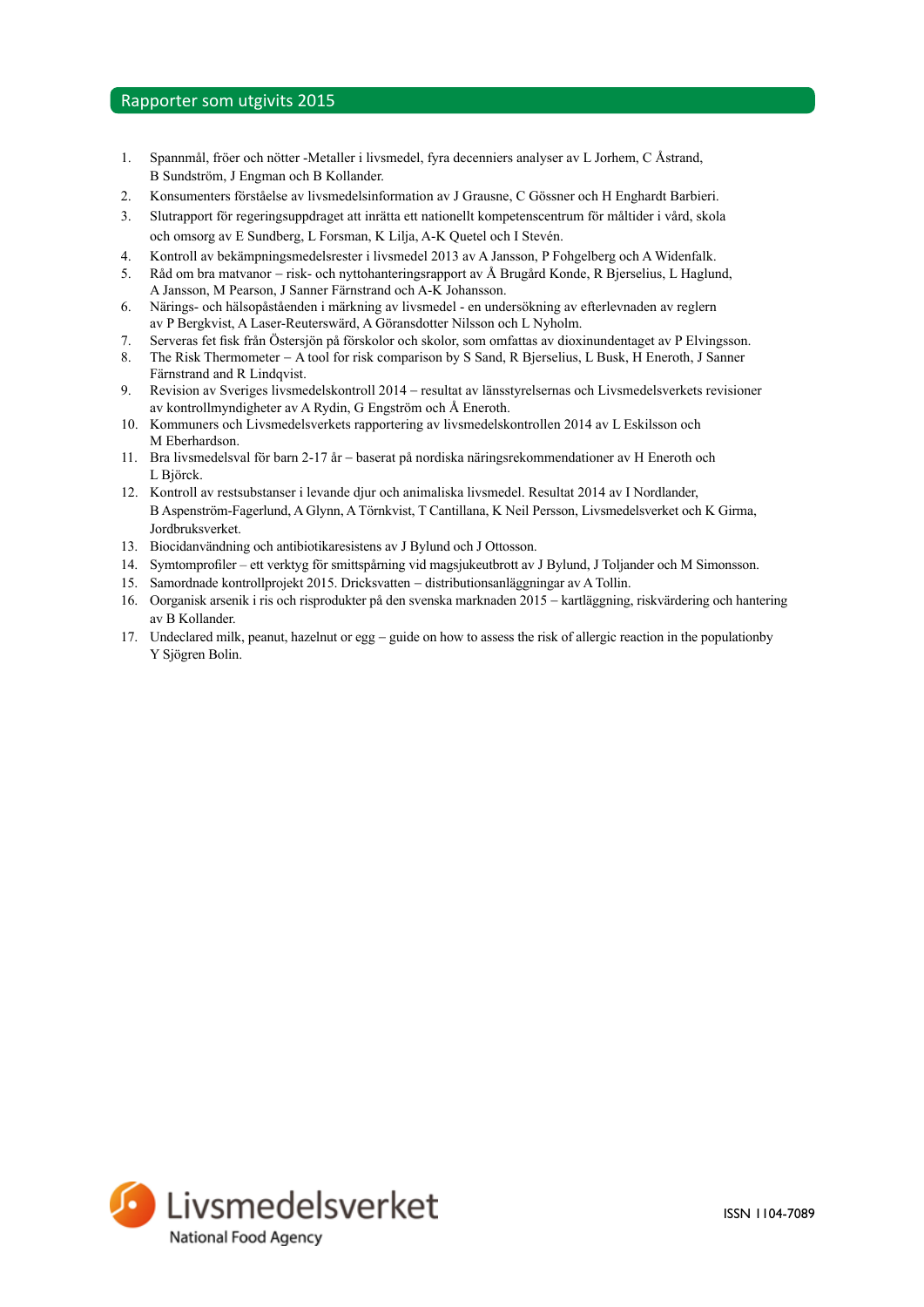## Rapporter som utgivits 2015

1. Spannmål, fröer och nötter -Metaller i livsmedel, fyra decenniers analyser av L Jorhem, C Åstrand, B Sundström, J Engman och B Kollander.
2. Konsumenters förståelse av livsmedelsinformation av J Grausne, C Gössner och H Enghardt Barbieri.
3. Slutrapport för regeringsuppdraget att inrätta ett nationellt kompetenscentrum för måltider i vård, skola och omsorg av E Sundberg, L Forsman, K Lilja, A-K Quetel och I Stevén.
4. Kontroll av bekämpningsmedelsrester i livsmedel 2013 av A Jansson, P Fohgelberg och A Widenfalk.
5. Råd om bra matvanor – risk- och nyttohanteringsrapport av Å Brugård Konde, R Bjerselius, L Haglund, A Jansson, M Pearson, J Sanner Färnstrand och A-K Johansson.
6. Närings- och hälsopåståenden i märkning av livsmedel - en undersökning av efterlevnaden av reglern av P Bergkvist, A Laser-Reuterswärd, A Göransdotter Nilsson och L Nyholm.
7. Serveras fet fisk från Östersjön på förskolor och skolor, som omfattas av dioxinundentaget av P Elvingsson.
8. The Risk Thermometer – A tool for risk comparison by S Sand, R Bjerselius, L Busk, H Eneroth, J Sanner Färnstrand and R Lindqvist.
9. Revision av Sveriges livsmedelskontroll 2014 – resultat av länsstyrelsernas och Livsmedelsverkets revisioner av kontrollmyndigheter av A Rydin, G Engström och Å Eneroth.
10. Kommuners och Livsmedelsverkets rapportering av livsmedelskontrollen 2014 av L Eskilsson och M Eberhardson.
11. Bra livsmedelsval för barn 2-17 år – baserat på nordiska näringsrekommendationer av H Eneroth och L Björck.
12. Kontroll av restsubstanser i levande djur och animaliska livsmedel. Resultat 2014 av I Nordlander, B Aspenström-Fagerlund, A Glynn, A Törnkvist, T Cantillana, K Neil Persson, Livsmedelsverket och K Girma, Jordbruksverket.
13. Biocidanvändning och antibiotikaresistens av J Bylund och J Ottosson.
14. Symtomprofiler – ett verktyg för smittspårning vid magsjukeutbrott av J Bylund, J Toljander och M Simonsson.
15. Samordnade kontrollprojekt 2015. Dricksvatten – distributionsanläggningar av A Tollin.
16. Oorganisk arsenik i ris och risprodukter på den svenska marknaden 2015 – kartläggning, riskvärdering och hantering av B Kollander.
17. Undeclared milk, peanut, hazelnut or egg – guide on how to assess the risk of allergic reaction in the populationby Y Sjögren Bolin.

Livsmedelsverket
National Food Agency

ISSN 1104-7089